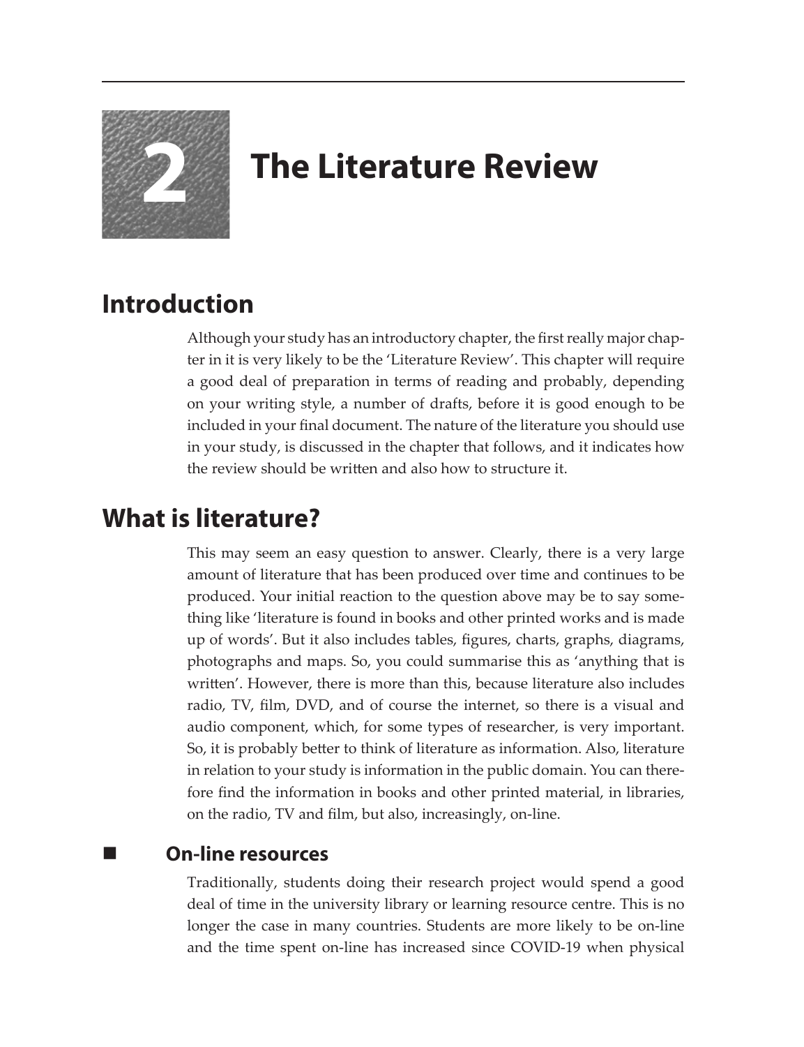# 2 The Literature Review

## Introduction

Although your study has an introductory chapter, the first really major chapter in it is very likely to be the 'Literature Review'. This chapter will require a good deal of preparation in terms of reading and probably, depending on your writing style, a number of drafts, before it is good enough to be included in your final document. The nature of the literature you should use in your study, is discussed in the chapter that follows, and it indicates how the review should be written and also how to structure it.

## What is literature?

This may seem an easy question to answer. Clearly, there is a very large amount of literature that has been produced over time and continues to be produced. Your initial reaction to the question above may be to say something like 'literature is found in books and other printed works and is made up of words'. But it also includes tables, figures, charts, graphs, diagrams, photographs and maps. So, you could summarise this as 'anything that is written'. However, there is more than this, because literature also includes radio, TV, film, DVD, and of course the internet, so there is a visual and audio component, which, for some types of researcher, is very important. So, it is probably better to think of literature as information. Also, literature in relation to your study is information in the public domain. You can therefore find the information in books and other printed material, in libraries, on the radio, TV and film, but also, increasingly, on-line.

### On-line resources

Traditionally, students doing their research project would spend a good deal of time in the university library or learning resource centre. This is no longer the case in many countries. Students are more likely to be on-line and the time spent on-line has increased since COVID-19 when physical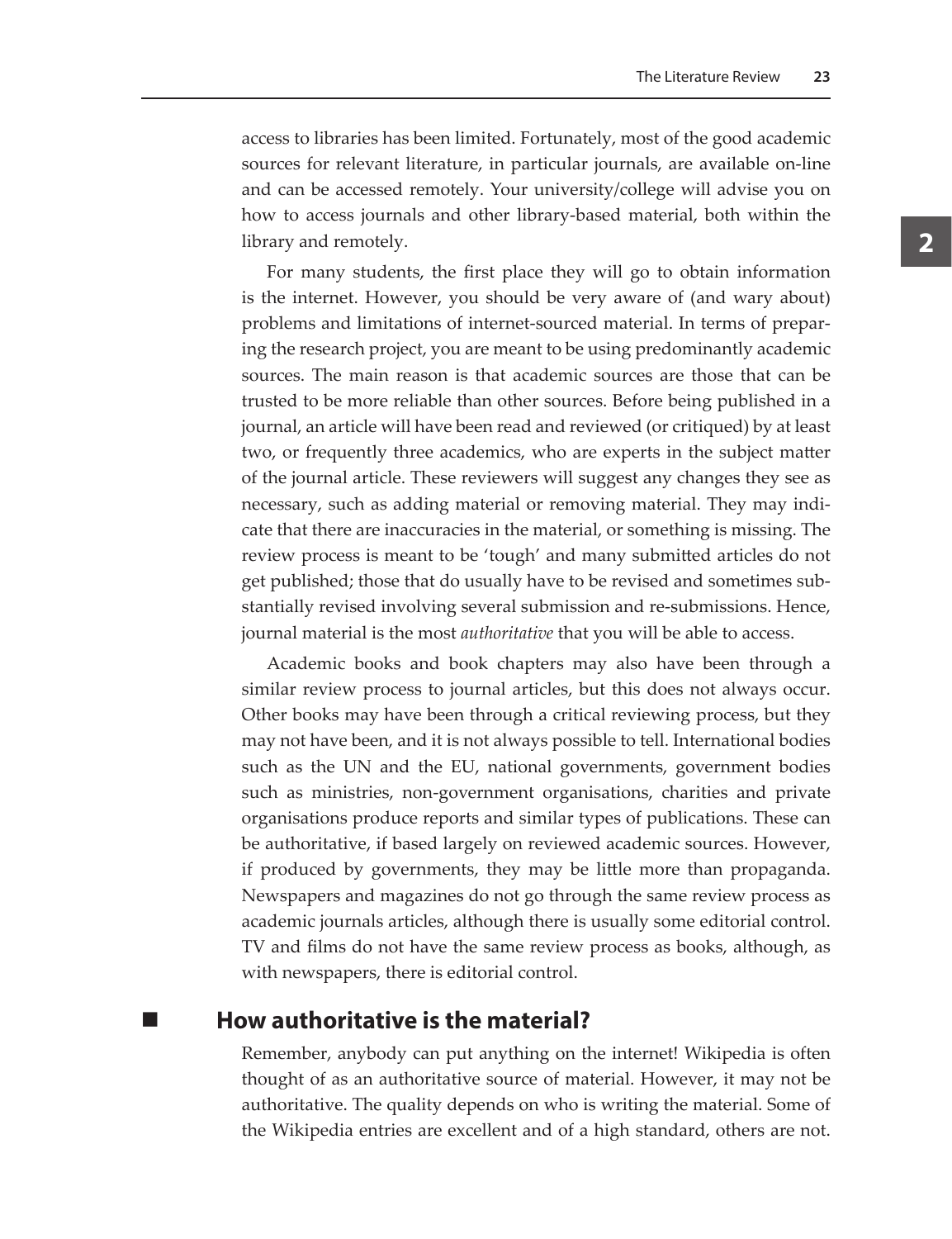access to libraries has been limited. Fortunately, most of the good academic sources for relevant literature, in particular journals, are available on-line and can be accessed remotely. Your university/college will advise you on how to access journals and other library-based material, both within the library and remotely.

For many students, the first place they will go to obtain information is the internet. However, you should be very aware of (and wary about) problems and limitations of internet-sourced material. In terms of preparing the research project, you are meant to be using predominantly academic sources. The main reason is that academic sources are those that can be trusted to be more reliable than other sources. Before being published in a journal, an article will have been read and reviewed (or critiqued) by at least two, or frequently three academics, who are experts in the subject matter of the journal article. These reviewers will suggest any changes they see as necessary, such as adding material or removing material. They may indicate that there are inaccuracies in the material, or something is missing. The review process is meant to be 'tough' and many submitted articles do not get published; those that do usually have to be revised and sometimes substantially revised involving several submission and re-submissions. Hence, journal material is the most *authoritative* that you will be able to access.

Academic books and book chapters may also have been through a similar review process to journal articles, but this does not always occur. Other books may have been through a critical reviewing process, but they may not have been, and it is not always possible to tell. International bodies such as the UN and the EU, national governments, government bodies such as ministries, non-government organisations, charities and private organisations produce reports and similar types of publications. These can be authoritative, if based largely on reviewed academic sources. However, if produced by governments, they may be little more than propaganda. Newspapers and magazines do not go through the same review process as academic journals articles, although there is usually some editorial control. TV and films do not have the same review process as books, although, as with newspapers, there is editorial control.

## How authoritative is the material?

Remember, anybody can put anything on the internet! Wikipedia is often thought of as an authoritative source of material. However, it may not be authoritative. The quality depends on who is writing the material. Some of the Wikipedia entries are excellent and of a high standard, others are not.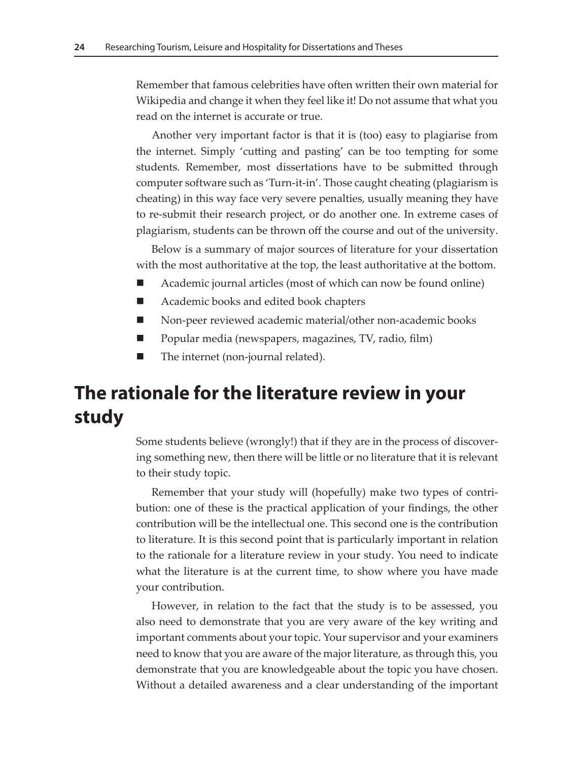Remember that famous celebrities have often written their own material for Wikipedia and change it when they feel like it! Do not assume that what you read on the internet is accurate or true.

Another very important factor is that it is (too) easy to plagiarise from the internet. Simply 'cutting and pasting' can be too tempting for some students. Remember, most dissertations have to be submitted through computer software such as 'Turn-it-in'. Those caught cheating (plagiarism is cheating) in this way face very severe penalties, usually meaning they have to re-submit their research project, or do another one. In extreme cases of plagiarism, students can be thrown off the course and out of the university.

Below is a summary of major sources of literature for your dissertation with the most authoritative at the top, the least authoritative at the bottom.

- Academic journal articles (most of which can now be found online)
- Academic books and edited book chapters
- Non-peer reviewed academic material/other non-academic books
- Popular media (newspapers, magazines, TV, radio, film)
- The internet (non-journal related).

## The rationale for the literature review in your study

Some students believe (wrongly!) that if they are in the process of discovering something new, then there will be little or no literature that it is relevant to their study topic.

Remember that your study will (hopefully) make two types of contribution: one of these is the practical application of your findings, the other contribution will be the intellectual one. This second one is the contribution to literature. It is this second point that is particularly important in relation to the rationale for a literature review in your study. You need to indicate what the literature is at the current time, to show where you have made your contribution.

However, in relation to the fact that the study is to be assessed, you also need to demonstrate that you are very aware of the key writing and important comments about your topic. Your supervisor and your examiners need to know that you are aware of the major literature, as through this, you demonstrate that you are knowledgeable about the topic you have chosen. Without a detailed awareness and a clear understanding of the important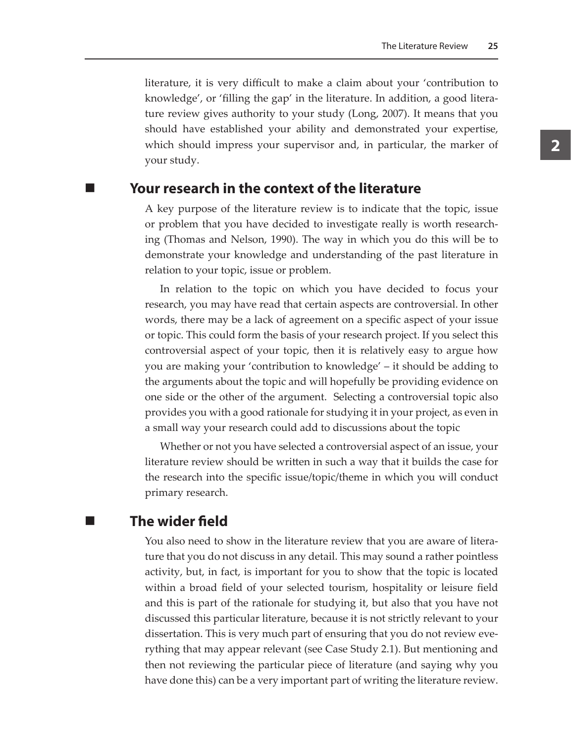literature, it is very difficult to make a claim about your 'contribution to knowledge', or 'filling the gap' in the literature. In addition, a good literature review gives authority to your study (Long, 2007). It means that you should have established your ability and demonstrated your expertise, which should impress your supervisor and, in particular, the marker of your study.

## Your research in the context of the literature

A key purpose of the literature review is to indicate that the topic, issue or problem that you have decided to investigate really is worth researching (Thomas and Nelson, 1990). The way in which you do this will be to demonstrate your knowledge and understanding of the past literature in relation to your topic, issue or problem.

In relation to the topic on which you have decided to focus your research, you may have read that certain aspects are controversial. In other words, there may be a lack of agreement on a specific aspect of your issue or topic. This could form the basis of your research project. If you select this controversial aspect of your topic, then it is relatively easy to argue how you are making your 'contribution to knowledge' – it should be adding to the arguments about the topic and will hopefully be providing evidence on one side or the other of the argument. Selecting a controversial topic also provides you with a good rationale for studying it in your project, as even in a small way your research could add to discussions about the topic

Whether or not you have selected a controversial aspect of an issue, your literature review should be written in such a way that it builds the case for the research into the specific issue/topic/theme in which you will conduct primary research.

## The wider field

You also need to show in the literature review that you are aware of literature that you do not discuss in any detail. This may sound a rather pointless activity, but, in fact, is important for you to show that the topic is located within a broad field of your selected tourism, hospitality or leisure field and this is part of the rationale for studying it, but also that you have not discussed this particular literature, because it is not strictly relevant to your dissertation. This is very much part of ensuring that you do not review everything that may appear relevant (see Case Study 2.1). But mentioning and then not reviewing the particular piece of literature (and saying why you have done this) can be a very important part of writing the literature review.